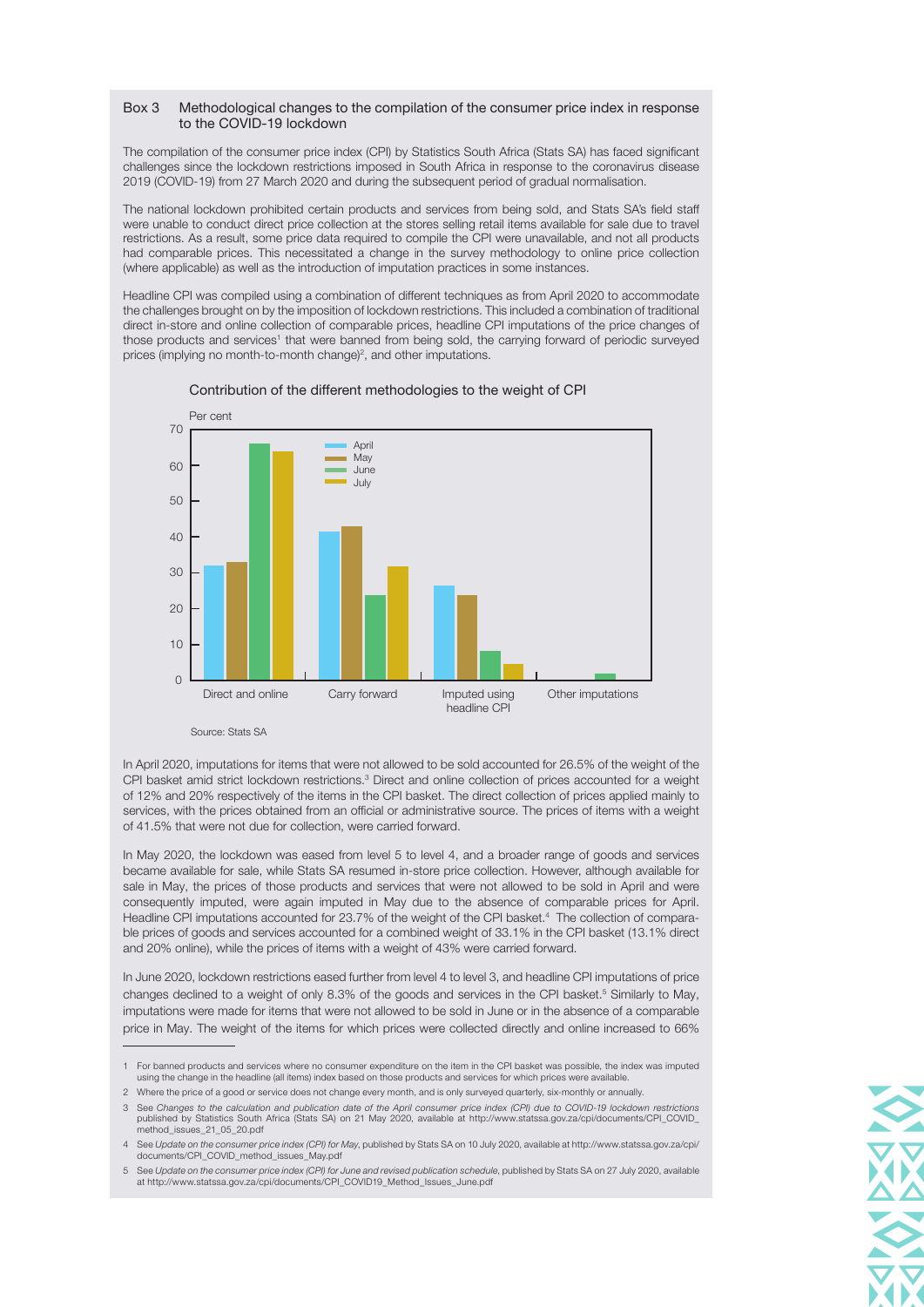### Box 3 Methodological changes to the compilation of the consumer price index in response to the COVID-19 lockdown

The compilation of the consumer price index (CPI) by Statistics South Africa (Stats SA) has faced significant challenges since the lockdown restrictions imposed in South Africa in response to the coronavirus disease 2019 (COVID-19) from 27 March 2020 and during the subsequent period of gradual normalisation.

The national lockdown prohibited certain products and services from being sold, and Stats SA's field staff were unable to conduct direct price collection at the stores selling retail items available for sale due to travel restrictions. As a result, some price data required to compile the CPI were unavailable, and not all products had comparable prices. This necessitated a change in the survey methodology to online price collection (where applicable) as well as the introduction of imputation practices in some instances.

Headline CPI was compiled using a combination of different techniques as from April 2020 to accommodate the challenges brought on by the imposition of lockdown restrictions. This included a combination of traditional direct in-store and online collection of comparable prices, headline CPI imputations of the price changes of those products and services[1] that were banned from being sold, the carrying forward of periodic surveyed prices (implying no month-to-month change)[2], and other imputations.

Contribution of the different methodologies to the weight of CPI

Per cent

| | April | May | June | July |
|---|---|---|---|---|
| Direct and online | 32 | 33.1 | 66 | 64 |
| Carry forward | 41.5 | 43 | 24 | 32 |
| Imputed using headline CPI | 26.5 | 23.7 | 8.3 | 4.6 |
| Other imputations | | | 2 | |

Source: Stats SA

In April 2020, imputations for items that were not allowed to be sold accounted for 26.5% of the weight of the CPI basket amid strict lockdown restrictions.[3] Direct and online collection of prices accounted for a weight of 12% and 20% respectively of the items in the CPI basket. The direct collection of prices applied mainly to services, with the prices obtained from an official or administrative source. The prices of items with a weight of 41.5% that were not due for collection, were carried forward.

In May 2020, the lockdown was eased from level 5 to level 4, and a broader range of goods and services became available for sale, while Stats SA resumed in-store price collection. However, although available for sale in May, the prices of those products and services that were not allowed to be sold in April and were consequently imputed, were again imputed in May due to the absence of comparable prices for April. Headline CPI imputations accounted for 23.7% of the weight of the CPI basket.[4] The collection of comparable prices of goods and services accounted for a combined weight of 33.1% in the CPI basket (13.1% direct and 20% online), while the prices of items with a weight of 43% were carried forward.

In June 2020, lockdown restrictions eased further from level 4 to level 3, and headline CPI imputations of price changes declined to a weight of only 8.3% of the goods and services in the CPI basket.[5] Similarly to May, imputations were made for items that were not allowed to be sold in June or in the absence of a comparable price in May. The weight of the items for which prices were collected directly and online increased to 66%

---

1 For banned products and services where no consumer expenditure on the item in the CPI basket was possible, the index was imputed using the change in the headline (all items) index based on those products and services for which prices were available.

2 Where the price of a good or service does not change every month, and is only surveyed quarterly, six-monthly or annually.

3 See *Changes to the calculation and publication date of the April consumer price index (CPI) due to COVID-19 lockdown restrictions* published by Statistics South Africa (Stats SA) on 21 May 2020, available at http://www.statssa.gov.za/cpi/documents/CPI_COVID_method_issues_21_05_20.pdf

4 See *Update on the consumer price index (CPI) for May*, published by Stats SA on 10 July 2020, available at http://www.statssa.gov.za/cpi/documents/CPI_COVID_method_issues_May.pdf

5 See *Update on the consumer price index (CPI) for June and revised publication schedule*, published by Stats SA on 27 July 2020, available at http://www.statssa.gov.za/cpi/documents/CPI_COVID19_Method_Issues_June.pdf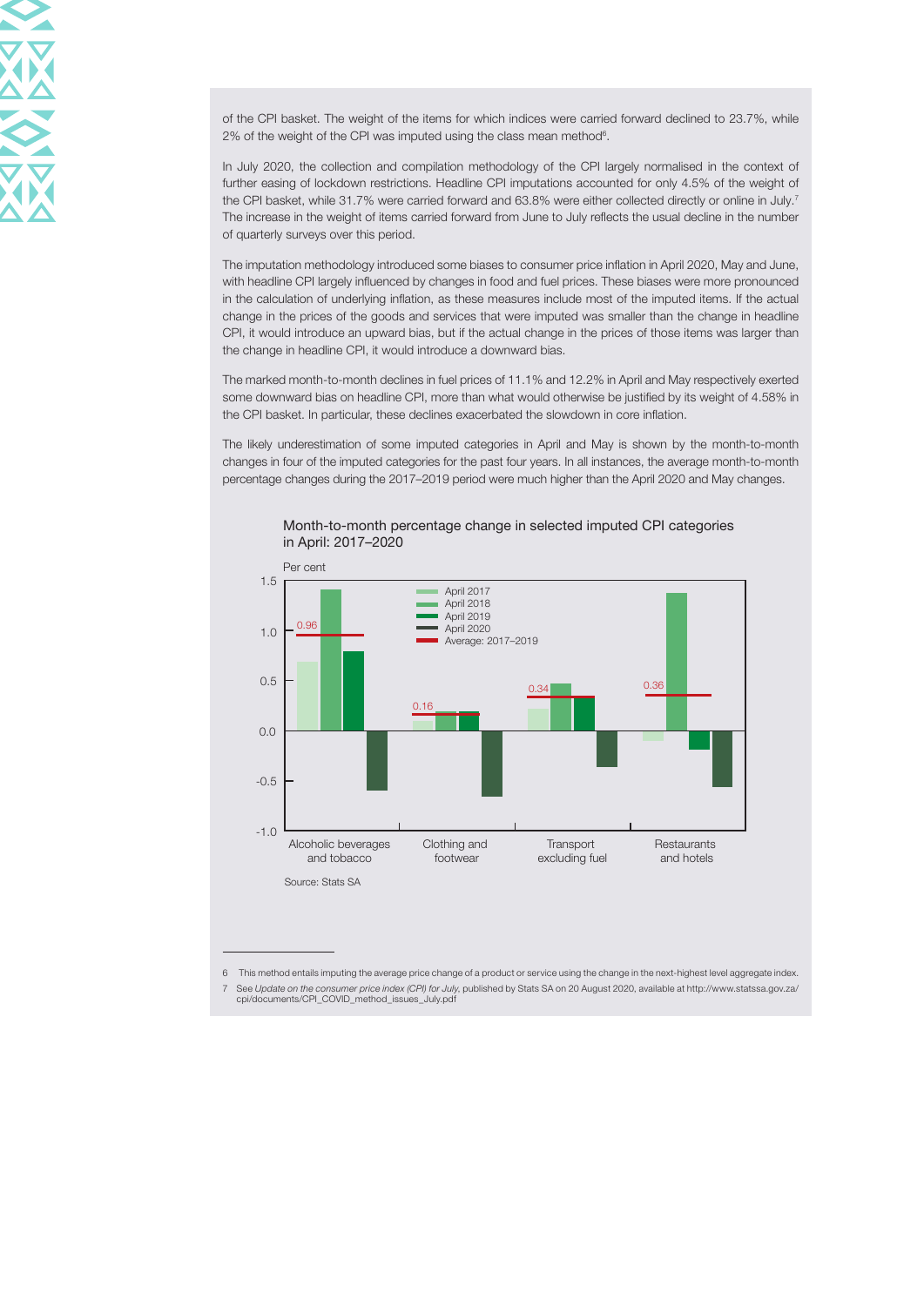of the CPI basket. The weight of the items for which indices were carried forward declined to 23.7%, while 2% of the weight of the CPI was imputed using the class mean method[6].

In July 2020, the collection and compilation methodology of the CPI largely normalised in the context of further easing of lockdown restrictions. Headline CPI imputations accounted for only 4.5% of the weight of the CPI basket, while 31.7% were carried forward and 63.8% were either collected directly or online in July.[7] The increase in the weight of items carried forward from June to July reflects the usual decline in the number of quarterly surveys over this period.

The imputation methodology introduced some biases to consumer price inflation in April 2020, May and June, with headline CPI largely influenced by changes in food and fuel prices. These biases were more pronounced in the calculation of underlying inflation, as these measures include most of the imputed items. If the actual change in the prices of the goods and services that were imputed was smaller than the change in headline CPI, it would introduce an upward bias, but if the actual change in the prices of those items was larger than the change in headline CPI, it would introduce a downward bias.

The marked month-to-month declines in fuel prices of 11.1% and 12.2% in April and May respectively exerted some downward bias on headline CPI, more than what would otherwise be justified by its weight of 4.58% in the CPI basket. In particular, these declines exacerbated the slowdown in core inflation.

The likely underestimation of some imputed categories in April and May is shown by the month-to-month changes in four of the imputed categories for the past four years. In all instances, the average month-to-month percentage changes during the 2017–2019 period were much higher than the April 2020 and May changes.

Month-to-month percentage change in selected imputed CPI categories in April: 2017–2020

| Category | Average: 2017–2019 (per cent) |
|---|---|
| Alcoholic beverages and tobacco | 0.96 |
| Clothing and footwear | 0.16 |
| Transport excluding fuel | 0.34 |
| Restaurants and hotels | 0.36 |

Source: Stats SA

---

6 This method entails imputing the average price change of a product or service using the change in the next-highest level aggregate index.

7 See *Update on the consumer price index (CPI) for July*, published by Stats SA on 20 August 2020, available at http://www.statssa.gov.za/cpi/documents/CPI_COVID_method_issues_July.pdf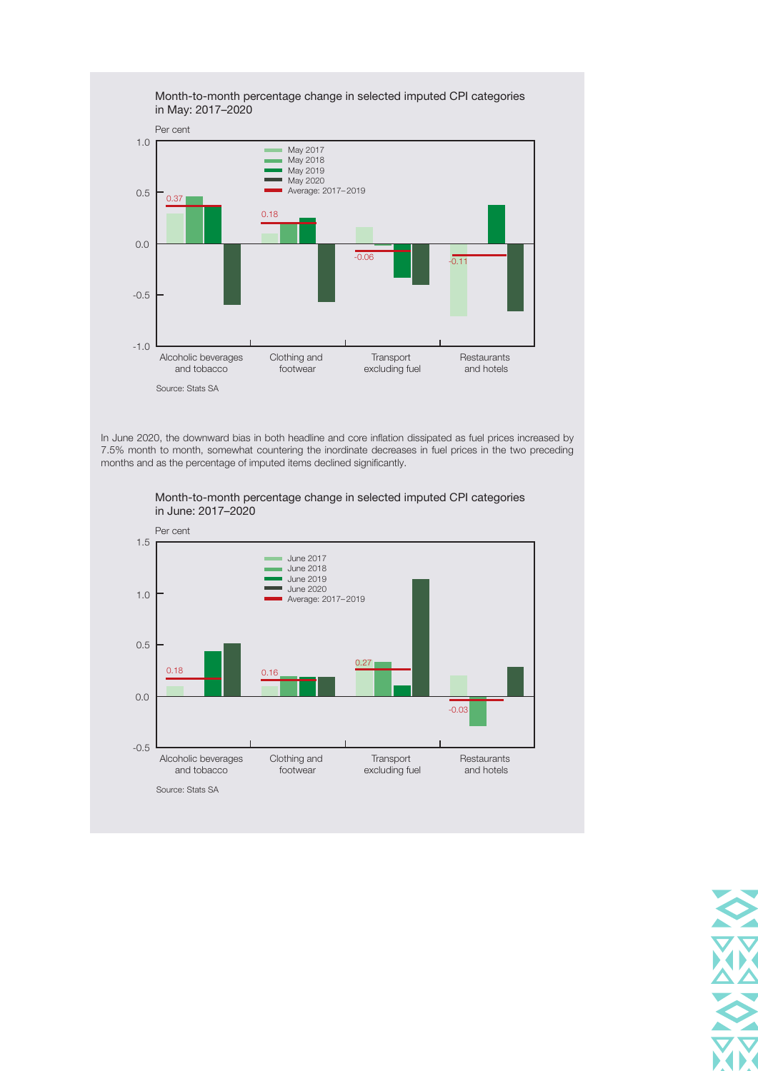Month-to-month percentage change in selected imputed CPI categories in May: 2017–2020

Per cent

1.0
0.5
0.0
-0.5
-1.0

May 2017
May 2018
May 2019
May 2020
Average: 2017–2019

0.37
0.18
-0.06
-0.11

Alcoholic beverages and tobacco
Clothing and footwear
Transport excluding fuel
Restaurants and hotels

Source: Stats SA

In June 2020, the downward bias in both headline and core inflation dissipated as fuel prices increased by 7.5% month to month, somewhat countering the inordinate decreases in fuel prices in the two preceding months and as the percentage of imputed items declined significantly.

Month-to-month percentage change in selected imputed CPI categories in June: 2017–2020

Per cent

1.5
1.0
0.5
0.0
-0.5

June 2017
June 2018
June 2019
June 2020
Average: 2017–2019

0.18
0.16
0.27
-0.03

Alcoholic beverages and tobacco
Clothing and footwear
Transport excluding fuel
Restaurants and hotels

Source: Stats SA